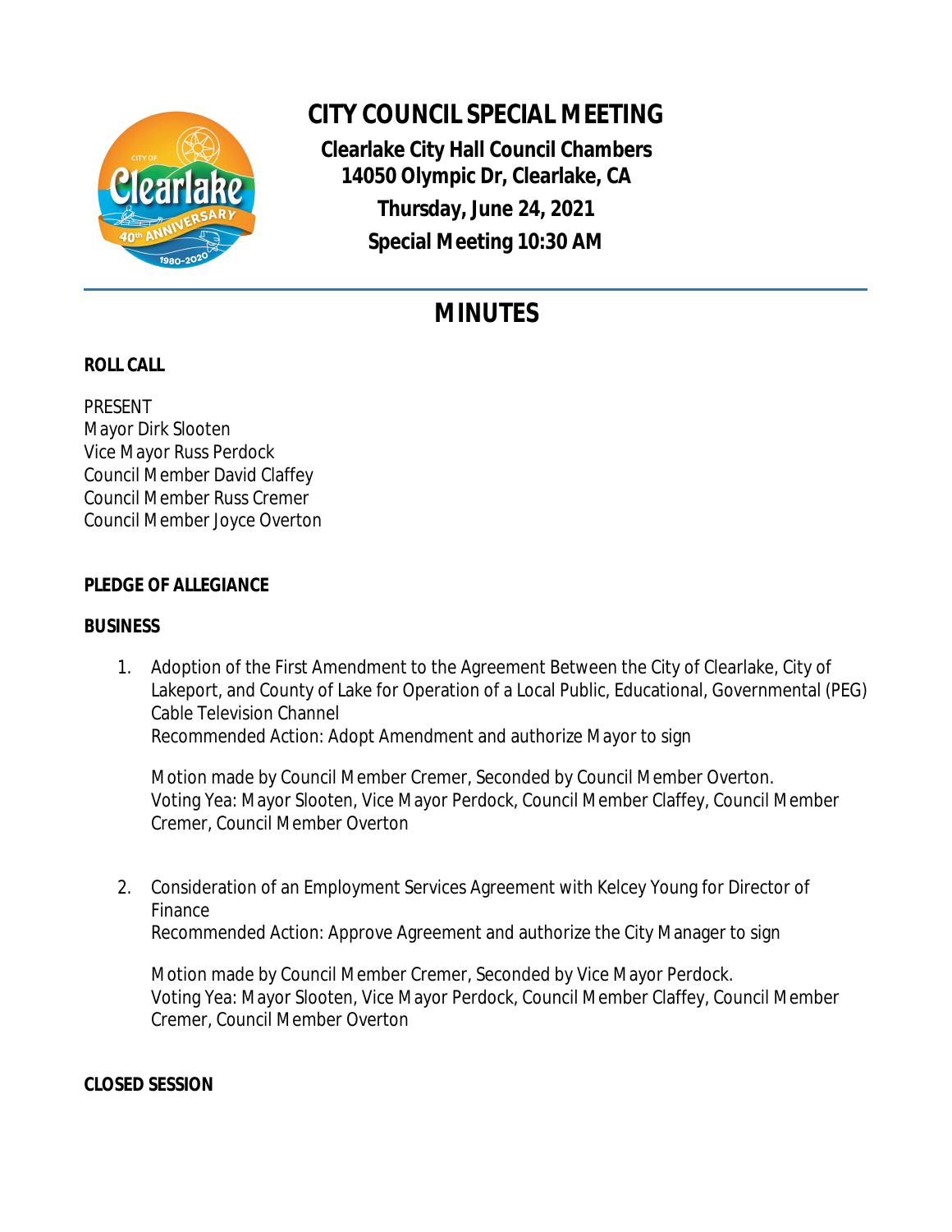# CITY COUNCIL SPECIAL MEETING

**Clearlake City Hall Council Chambers**
**14050 Olympic Dr, Clearlake, CA**
**Thursday, June 24, 2021**
**Special Meeting 10:30 AM**

## MINUTES

**ROLL CALL**

PRESENT
Mayor Dirk Slooten
Vice Mayor Russ Perdock
Council Member David Claffey
Council Member Russ Cremer
Council Member Joyce Overton

**PLEDGE OF ALLEGIANCE**

**BUSINESS**

1. Adoption of the First Amendment to the Agreement Between the City of Clearlake, City of Lakeport, and County of Lake for Operation of a Local Public, Educational, Governmental (PEG) Cable Television Channel
   Recommended Action: Adopt Amendment and authorize Mayor to sign

   Motion made by Council Member Cremer, Seconded by Council Member Overton.
   Voting Yea: Mayor Slooten, Vice Mayor Perdock, Council Member Claffey, Council Member Cremer, Council Member Overton

2. Consideration of an Employment Services Agreement with Kelcey Young for Director of Finance
   Recommended Action: Approve Agreement and authorize the City Manager to sign

   Motion made by Council Member Cremer, Seconded by Vice Mayor Perdock.
   Voting Yea: Mayor Slooten, Vice Mayor Perdock, Council Member Claffey, Council Member Cremer, Council Member Overton

**CLOSED SESSION**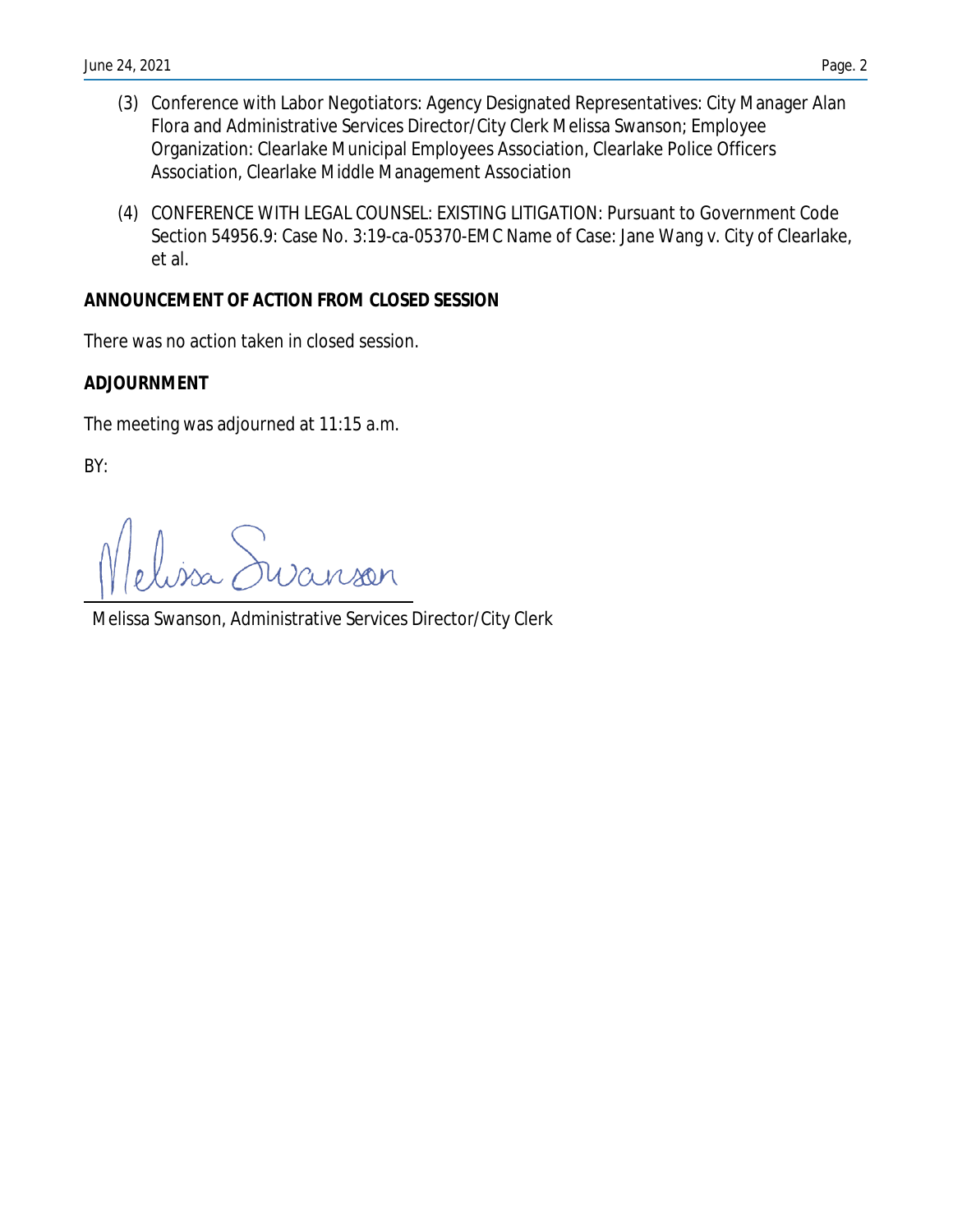(3) Conference with Labor Negotiators: Agency Designated Representatives: City Manager Alan Flora and Administrative Services Director/City Clerk Melissa Swanson; Employee Organization: Clearlake Municipal Employees Association, Clearlake Police Officers Association, Clearlake Middle Management Association

(4) CONFERENCE WITH LEGAL COUNSEL: EXISTING LITIGATION: Pursuant to Government Code Section 54956.9: Case No. 3:19-ca-05370-EMC Name of Case: Jane Wang v. City of Clearlake, et al.

**ANNOUNCEMENT OF ACTION FROM CLOSED SESSION**

There was no action taken in closed session.

**ADJOURNMENT**

The meeting was adjourned at 11:15 a.m.

BY:

Melissa Swanson, Administrative Services Director/City Clerk